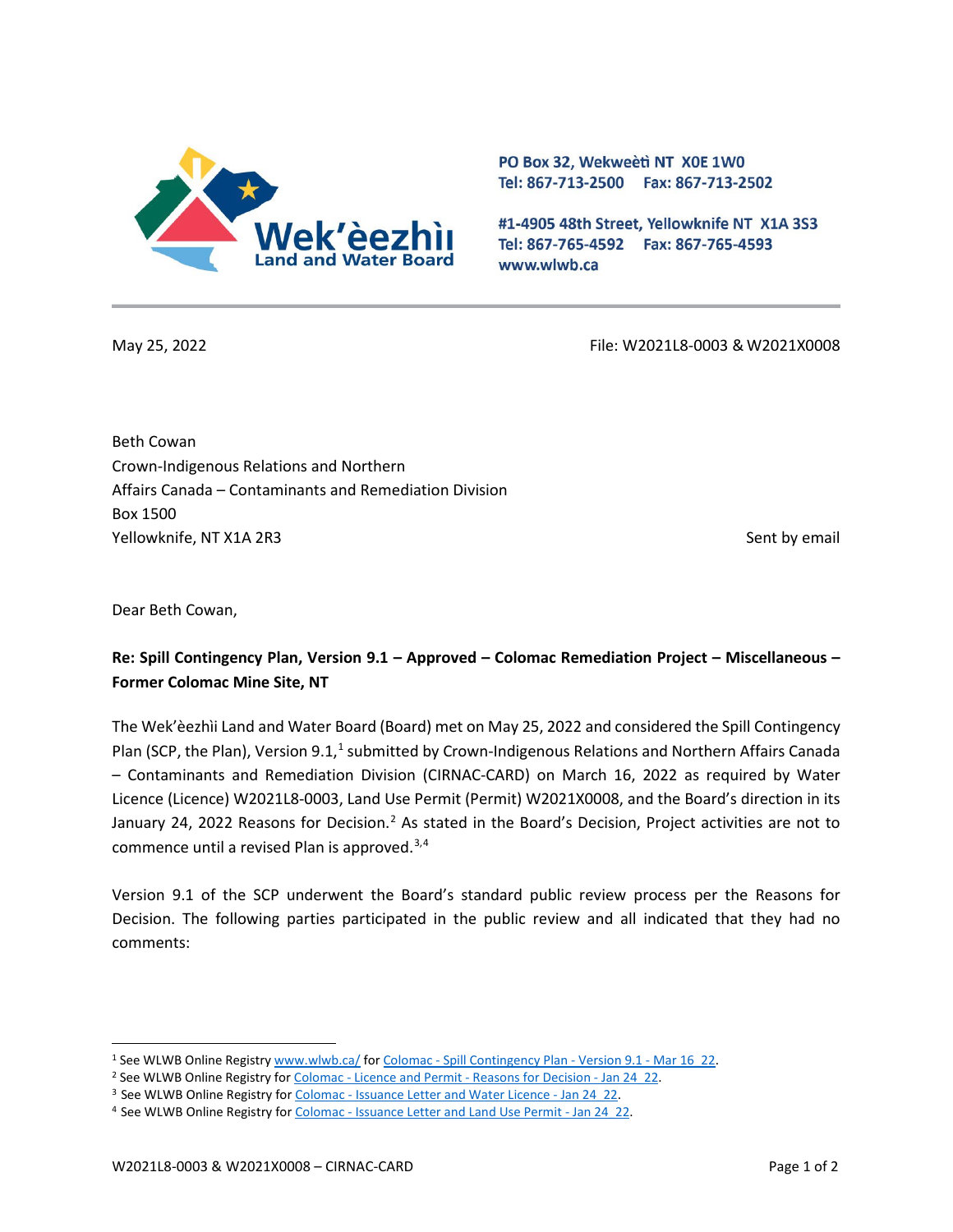Wek'èezhìı Land and Water Board

PO Box 32, Wekweètì NT X0E 1W0
Tel: 867-713-2500 Fax: 867-713-2502

#1-4905 48th Street, Yellowknife NT X1A 3S3
Tel: 867-765-4592 Fax: 867-765-4593
www.wlwb.ca

May 25, 2022

File: W2021L8-0003 & W2021X0008

Beth Cowan
Crown-Indigenous Relations and Northern Affairs Canada – Contaminants and Remediation Division
Box 1500
Yellowknife, NT X1A 2R3

Sent by email

Dear Beth Cowan,

**Re: Spill Contingency Plan, Version 9.1 – Approved – Colomac Remediation Project – Miscellaneous – Former Colomac Mine Site, NT**

The Wek'èezhìı Land and Water Board (Board) met on May 25, 2022 and considered the Spill Contingency Plan (SCP, the Plan), Version 9.1,[1] submitted by Crown-Indigenous Relations and Northern Affairs Canada – Contaminants and Remediation Division (CIRNAC-CARD) on March 16, 2022 as required by Water Licence (Licence) W2021L8-0003, Land Use Permit (Permit) W2021X0008, and the Board's direction in its January 24, 2022 Reasons for Decision.[2] As stated in the Board's Decision, Project activities are not to commence until a revised Plan is approved.[3,4]

Version 9.1 of the SCP underwent the Board's standard public review process per the Reasons for Decision. The following parties participated in the public review and all indicated that they had no comments:

[1] See WLWB Online Registry www.wlwb.ca/ for Colomac - Spill Contingency Plan - Version 9.1 - Mar 16 22.
[2] See WLWB Online Registry for Colomac - Licence and Permit - Reasons for Decision - Jan 24 22.
[3] See WLWB Online Registry for Colomac - Issuance Letter and Water Licence - Jan 24 22.
[4] See WLWB Online Registry for Colomac - Issuance Letter and Land Use Permit - Jan 24 22.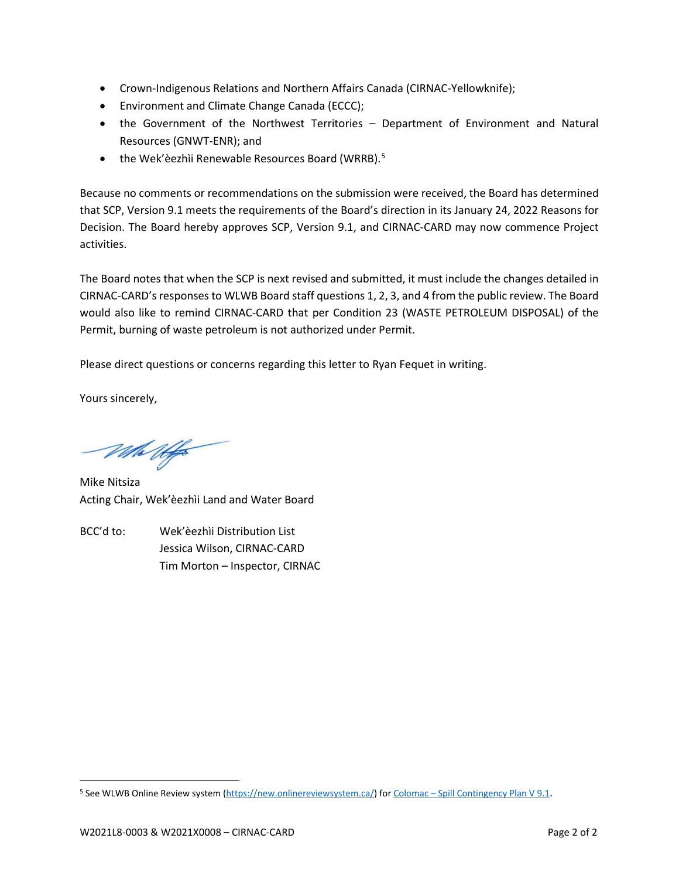- Crown-Indigenous Relations and Northern Affairs Canada (CIRNAC-Yellowknife);
- Environment and Climate Change Canada (ECCC);
- the Government of the Northwest Territories – Department of Environment and Natural Resources (GNWT-ENR); and
- the Wek'èezhìi Renewable Resources Board (WRRB).[5]

Because no comments or recommendations on the submission were received, the Board has determined that SCP, Version 9.1 meets the requirements of the Board's direction in its January 24, 2022 Reasons for Decision. The Board hereby approves SCP, Version 9.1, and CIRNAC-CARD may now commence Project activities.

The Board notes that when the SCP is next revised and submitted, it must include the changes detailed in CIRNAC-CARD's responses to WLWB Board staff questions 1, 2, 3, and 4 from the public review. The Board would also like to remind CIRNAC-CARD that per Condition 23 (WASTE PETROLEUM DISPOSAL) of the Permit, burning of waste petroleum is not authorized under Permit.

Please direct questions or concerns regarding this letter to Ryan Fequet in writing.

Yours sincerely,

Mike Nitsiza
Acting Chair, Wek'èezhìi Land and Water Board

BCC'd to: Wek'èezhìi Distribution List
Jessica Wilson, CIRNAC-CARD
Tim Morton – Inspector, CIRNAC

[5] See WLWB Online Review system (https://new.onlinereviewsystem.ca/) for Colomac – Spill Contingency Plan V 9.1.